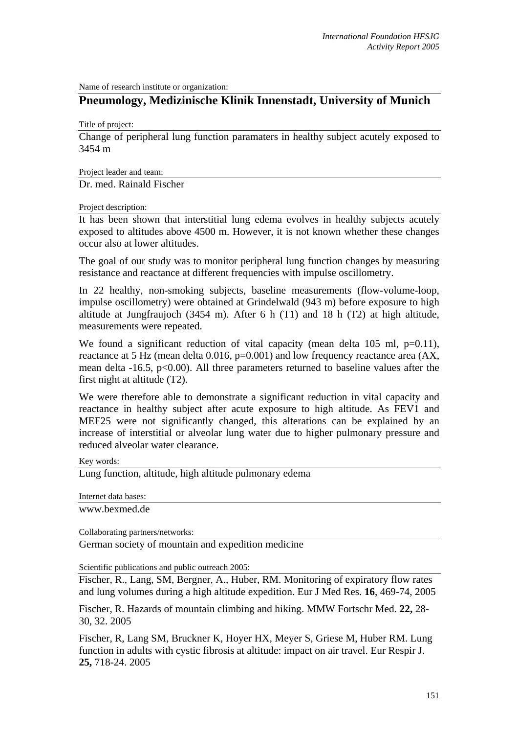Name of research institute or organization:

## Pneumology, Medizinische Klinik Innenstadt, University of Munich

Title of project:

Change of peripheral lung function paramaters in healthy subject acutely exposed to 3454 m

Project leader and team:

Dr. med. Rainald Fischer

Project description:

It has been shown that interstitial lung edema evolves in healthy subjects acutely exposed to altitudes above 4500 m. However, it is not known whether these changes occur also at lower altitudes.

The goal of our study was to monitor peripheral lung function changes by measuring resistance and reactance at different frequencies with impulse oscillometry.

In 22 healthy, non-smoking subjects, baseline measurements (flow-volume-loop, impulse oscillometry) were obtained at Grindelwald (943 m) before exposure to high altitude at Jungfraujoch (3454 m). After 6 h (T1) and 18 h (T2) at high altitude, measurements were repeated.

We found a significant reduction of vital capacity (mean delta 105 ml, $p=0.11$), reactance at 5 Hz (mean delta 0.016, $p=0.001$) and low frequency reactance area (AX, mean delta -16.5, $p<0.00$). All three parameters returned to baseline values after the first night at altitude (T2).

We were therefore able to demonstrate a significant reduction in vital capacity and reactance in healthy subject after acute exposure to high altitude. As FEV1 and MEF25 were not significantly changed, this alterations can be explained by an increase of interstitial or alveolar lung water due to higher pulmonary pressure and reduced alveolar water clearance.

Key words:

Lung function, altitude, high altitude pulmonary edema

Internet data bases:

www.bexmed.de

Collaborating partners/networks:

German society of mountain and expedition medicine

Scientific publications and public outreach 2005:

Fischer, R., Lang, SM, Bergner, A., Huber, RM. Monitoring of expiratory flow rates and lung volumes during a high altitude expedition. Eur J Med Res. **16**, 469-74, 2005

Fischer, R. Hazards of mountain climbing and hiking. MMW Fortschr Med. **22,** 28-30, 32. 2005

Fischer, R, Lang SM, Bruckner K, Hoyer HX, Meyer S, Griese M, Huber RM. Lung function in adults with cystic fibrosis at altitude: impact on air travel. Eur Respir J. **25,** 718-24. 2005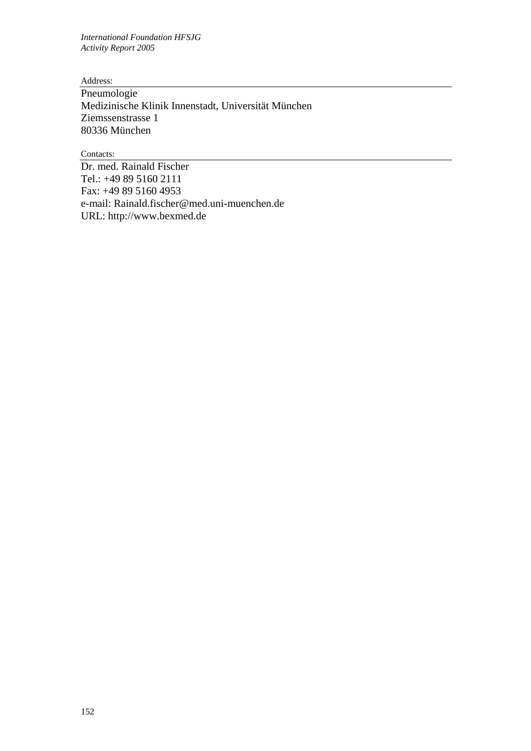Address:

Pneumologie
Medizinische Klinik Innenstadt, Universität München
Ziemssenstrasse 1
80336 München

Contacts:

Dr. med. Rainald Fischer
Tel.: +49 89 5160 2111
Fax: +49 89 5160 4953
e-mail: Rainald.fischer@med.uni-muenchen.de
URL: http://www.bexmed.de